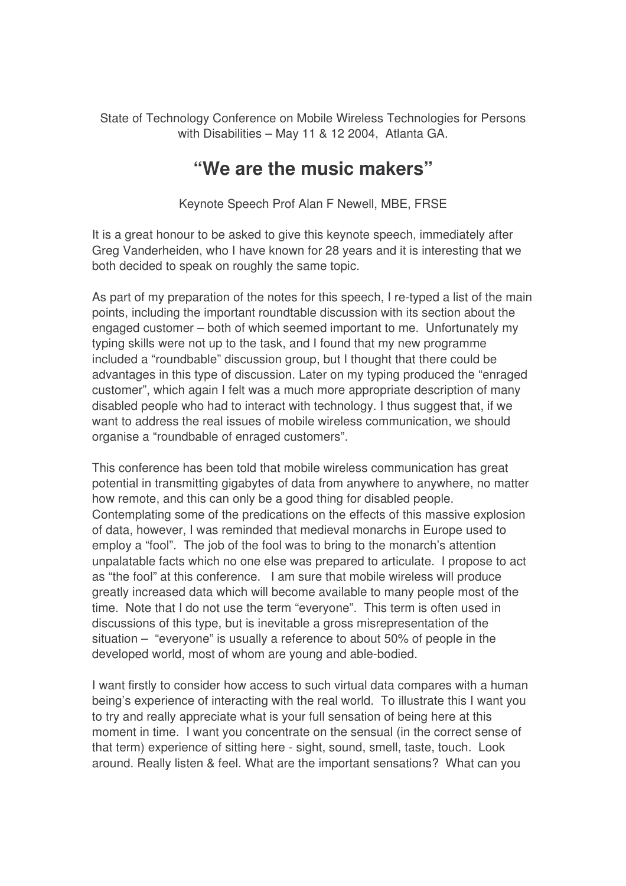State of Technology Conference on Mobile Wireless Technologies for Persons with Disabilities – May 11 & 12 2004, Atlanta GA.

# "We are the music makers"

Keynote Speech Prof Alan F Newell, MBE, FRSE

It is a great honour to be asked to give this keynote speech, immediately after Greg Vanderheiden, who I have known for 28 years and it is interesting that we both decided to speak on roughly the same topic.

As part of my preparation of the notes for this speech, I re-typed a list of the main points, including the important roundtable discussion with its section about the engaged customer – both of which seemed important to me. Unfortunately my typing skills were not up to the task, and I found that my new programme included a "roundbable" discussion group, but I thought that there could be advantages in this type of discussion. Later on my typing produced the "enraged customer", which again I felt was a much more appropriate description of many disabled people who had to interact with technology. I thus suggest that, if we want to address the real issues of mobile wireless communication, we should organise a "roundbable of enraged customers".

This conference has been told that mobile wireless communication has great potential in transmitting gigabytes of data from anywhere to anywhere, no matter how remote, and this can only be a good thing for disabled people. Contemplating some of the predications on the effects of this massive explosion of data, however, I was reminded that medieval monarchs in Europe used to employ a "fool". The job of the fool was to bring to the monarch's attention unpalatable facts which no one else was prepared to articulate. I propose to act as "the fool" at this conference. I am sure that mobile wireless will produce greatly increased data which will become available to many people most of the time. Note that I do not use the term "everyone". This term is often used in discussions of this type, but is inevitable a gross misrepresentation of the situation – "everyone" is usually a reference to about 50% of people in the developed world, most of whom are young and able-bodied.

I want firstly to consider how access to such virtual data compares with a human being's experience of interacting with the real world. To illustrate this I want you to try and really appreciate what is your full sensation of being here at this moment in time. I want you concentrate on the sensual (in the correct sense of that term) experience of sitting here - sight, sound, smell, taste, touch. Look around. Really listen & feel. What are the important sensations? What can you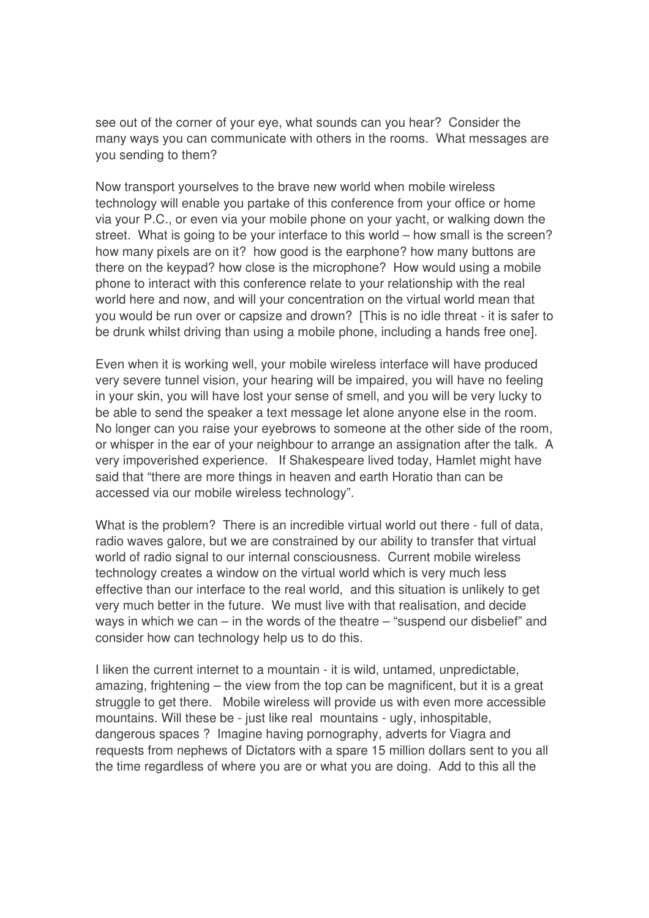see out of the corner of your eye, what sounds can you hear? Consider the many ways you can communicate with others in the rooms. What messages are you sending to them?

Now transport yourselves to the brave new world when mobile wireless technology will enable you partake of this conference from your office or home via your P.C., or even via your mobile phone on your yacht, or walking down the street. What is going to be your interface to this world – how small is the screen? how many pixels are on it? how good is the earphone? how many buttons are there on the keypad? how close is the microphone? How would using a mobile phone to interact with this conference relate to your relationship with the real world here and now, and will your concentration on the virtual world mean that you would be run over or capsize and drown? [This is no idle threat - it is safer to be drunk whilst driving than using a mobile phone, including a hands free one].

Even when it is working well, your mobile wireless interface will have produced very severe tunnel vision, your hearing will be impaired, you will have no feeling in your skin, you will have lost your sense of smell, and you will be very lucky to be able to send the speaker a text message let alone anyone else in the room. No longer can you raise your eyebrows to someone at the other side of the room, or whisper in the ear of your neighbour to arrange an assignation after the talk. A very impoverished experience. If Shakespeare lived today, Hamlet might have said that "there are more things in heaven and earth Horatio than can be accessed via our mobile wireless technology".

What is the problem? There is an incredible virtual world out there - full of data, radio waves galore, but we are constrained by our ability to transfer that virtual world of radio signal to our internal consciousness. Current mobile wireless technology creates a window on the virtual world which is very much less effective than our interface to the real world, and this situation is unlikely to get very much better in the future. We must live with that realisation, and decide ways in which we can – in the words of the theatre – "suspend our disbelief" and consider how can technology help us to do this.

I liken the current internet to a mountain - it is wild, untamed, unpredictable, amazing, frightening – the view from the top can be magnificent, but it is a great struggle to get there. Mobile wireless will provide us with even more accessible mountains. Will these be - just like real mountains - ugly, inhospitable, dangerous spaces ? Imagine having pornography, adverts for Viagra and requests from nephews of Dictators with a spare 15 million dollars sent to you all the time regardless of where you are or what you are doing. Add to this all the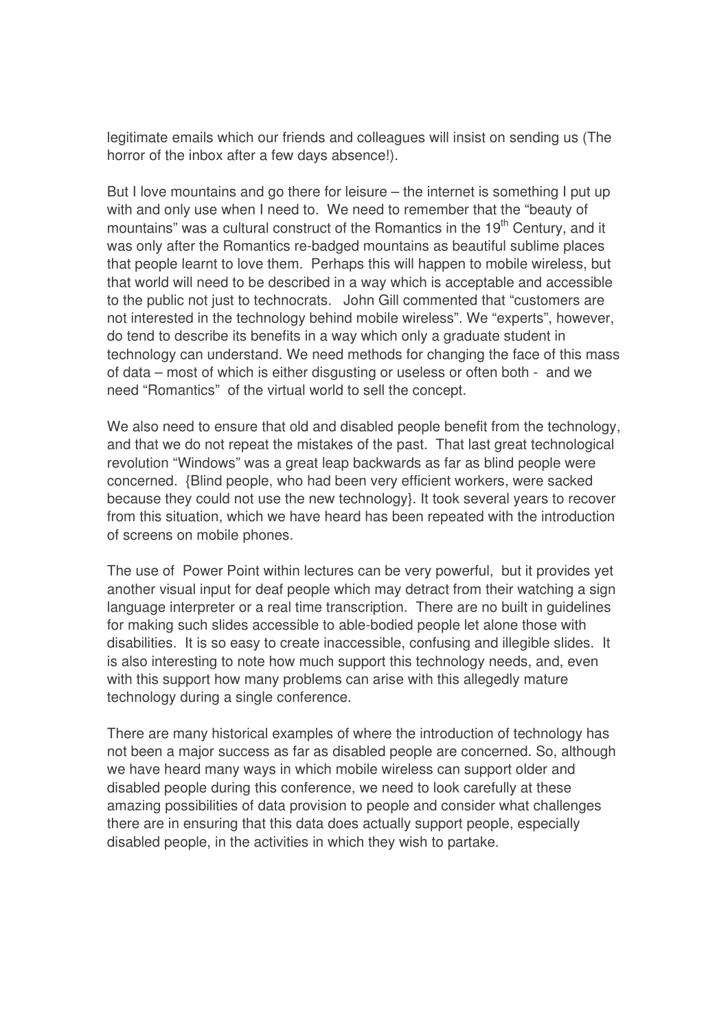legitimate emails which our friends and colleagues will insist on sending us (The horror of the inbox after a few days absence!).

But I love mountains and go there for leisure – the internet is something I put up with and only use when I need to. We need to remember that the "beauty of mountains" was a cultural construct of the Romantics in the 19th Century, and it was only after the Romantics re-badged mountains as beautiful sublime places that people learnt to love them. Perhaps this will happen to mobile wireless, but that world will need to be described in a way which is acceptable and accessible to the public not just to technocrats. John Gill commented that "customers are not interested in the technology behind mobile wireless". We "experts", however, do tend to describe its benefits in a way which only a graduate student in technology can understand. We need methods for changing the face of this mass of data – most of which is either disgusting or useless or often both - and we need "Romantics" of the virtual world to sell the concept.

We also need to ensure that old and disabled people benefit from the technology, and that we do not repeat the mistakes of the past. That last great technological revolution "Windows" was a great leap backwards as far as blind people were concerned. {Blind people, who had been very efficient workers, were sacked because they could not use the new technology}. It took several years to recover from this situation, which we have heard has been repeated with the introduction of screens on mobile phones.

The use of Power Point within lectures can be very powerful, but it provides yet another visual input for deaf people which may detract from their watching a sign language interpreter or a real time transcription. There are no built in guidelines for making such slides accessible to able-bodied people let alone those with disabilities. It is so easy to create inaccessible, confusing and illegible slides. It is also interesting to note how much support this technology needs, and, even with this support how many problems can arise with this allegedly mature technology during a single conference.

There are many historical examples of where the introduction of technology has not been a major success as far as disabled people are concerned. So, although we have heard many ways in which mobile wireless can support older and disabled people during this conference, we need to look carefully at these amazing possibilities of data provision to people and consider what challenges there are in ensuring that this data does actually support people, especially disabled people, in the activities in which they wish to partake.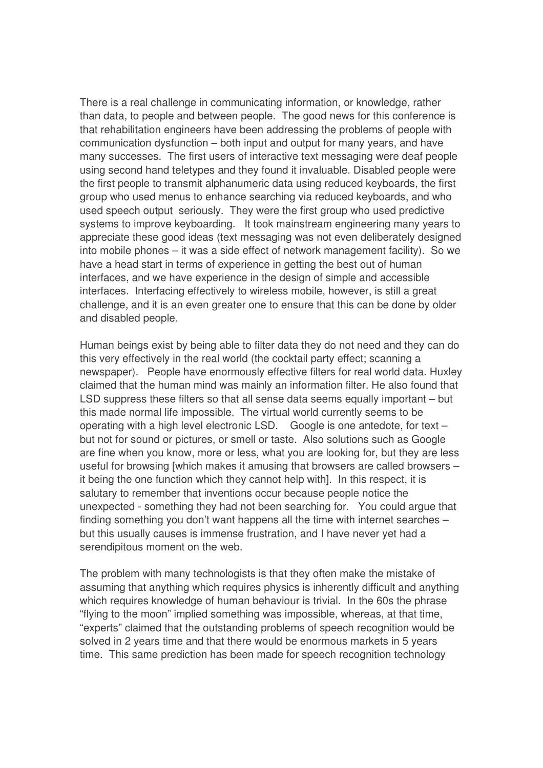There is a real challenge in communicating information, or knowledge, rather than data, to people and between people. The good news for this conference is that rehabilitation engineers have been addressing the problems of people with communication dysfunction – both input and output for many years, and have many successes. The first users of interactive text messaging were deaf people using second hand teletypes and they found it invaluable. Disabled people were the first people to transmit alphanumeric data using reduced keyboards, the first group who used menus to enhance searching via reduced keyboards, and who used speech output seriously. They were the first group who used predictive systems to improve keyboarding. It took mainstream engineering many years to appreciate these good ideas (text messaging was not even deliberately designed into mobile phones – it was a side effect of network management facility). So we have a head start in terms of experience in getting the best out of human interfaces, and we have experience in the design of simple and accessible interfaces. Interfacing effectively to wireless mobile, however, is still a great challenge, and it is an even greater one to ensure that this can be done by older and disabled people.

Human beings exist by being able to filter data they do not need and they can do this very effectively in the real world (the cocktail party effect; scanning a newspaper). People have enormously effective filters for real world data. Huxley claimed that the human mind was mainly an information filter. He also found that LSD suppress these filters so that all sense data seems equally important – but this made normal life impossible. The virtual world currently seems to be operating with a high level electronic LSD. Google is one antedote, for text – but not for sound or pictures, or smell or taste. Also solutions such as Google are fine when you know, more or less, what you are looking for, but they are less useful for browsing [which makes it amusing that browsers are called browsers – it being the one function which they cannot help with]. In this respect, it is salutary to remember that inventions occur because people notice the unexpected - something they had not been searching for. You could argue that finding something you don't want happens all the time with internet searches – but this usually causes is immense frustration, and I have never yet had a serendipitous moment on the web.

The problem with many technologists is that they often make the mistake of assuming that anything which requires physics is inherently difficult and anything which requires knowledge of human behaviour is trivial. In the 60s the phrase "flying to the moon" implied something was impossible, whereas, at that time, "experts" claimed that the outstanding problems of speech recognition would be solved in 2 years time and that there would be enormous markets in 5 years time. This same prediction has been made for speech recognition technology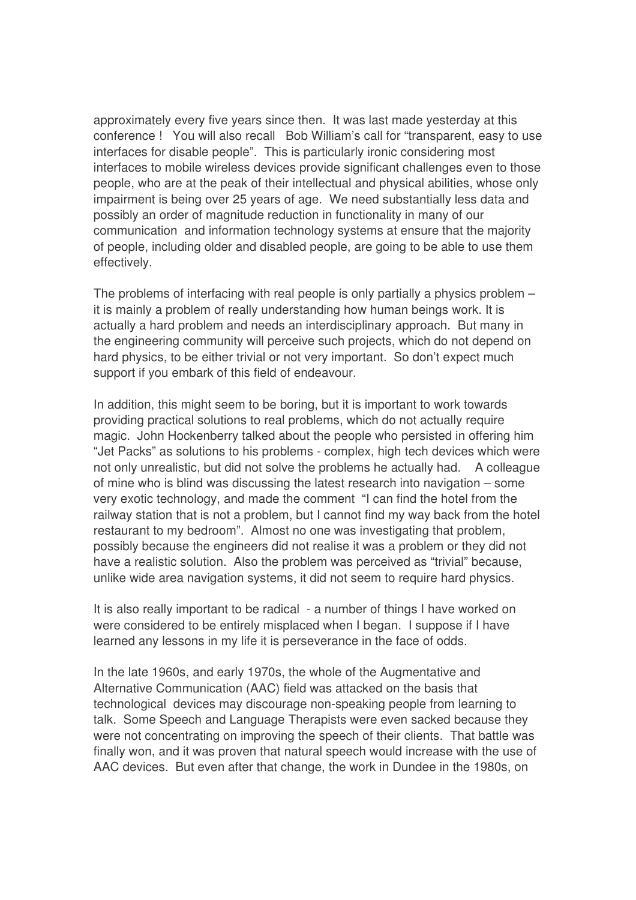approximately every five years since then. It was last made yesterday at this conference ! You will also recall Bob William's call for "transparent, easy to use interfaces for disable people". This is particularly ironic considering most interfaces to mobile wireless devices provide significant challenges even to those people, who are at the peak of their intellectual and physical abilities, whose only impairment is being over 25 years of age. We need substantially less data and possibly an order of magnitude reduction in functionality in many of our communication and information technology systems at ensure that the majority of people, including older and disabled people, are going to be able to use them effectively.

The problems of interfacing with real people is only partially a physics problem – it is mainly a problem of really understanding how human beings work. It is actually a hard problem and needs an interdisciplinary approach. But many in the engineering community will perceive such projects, which do not depend on hard physics, to be either trivial or not very important. So don't expect much support if you embark of this field of endeavour.

In addition, this might seem to be boring, but it is important to work towards providing practical solutions to real problems, which do not actually require magic. John Hockenberry talked about the people who persisted in offering him "Jet Packs" as solutions to his problems - complex, high tech devices which were not only unrealistic, but did not solve the problems he actually had. A colleague of mine who is blind was discussing the latest research into navigation – some very exotic technology, and made the comment "I can find the hotel from the railway station that is not a problem, but I cannot find my way back from the hotel restaurant to my bedroom". Almost no one was investigating that problem, possibly because the engineers did not realise it was a problem or they did not have a realistic solution. Also the problem was perceived as "trivial" because, unlike wide area navigation systems, it did not seem to require hard physics.

It is also really important to be radical - a number of things I have worked on were considered to be entirely misplaced when I began. I suppose if I have learned any lessons in my life it is perseverance in the face of odds.

In the late 1960s, and early 1970s, the whole of the Augmentative and Alternative Communication (AAC) field was attacked on the basis that technological devices may discourage non-speaking people from learning to talk. Some Speech and Language Therapists were even sacked because they were not concentrating on improving the speech of their clients. That battle was finally won, and it was proven that natural speech would increase with the use of AAC devices. But even after that change, the work in Dundee in the 1980s, on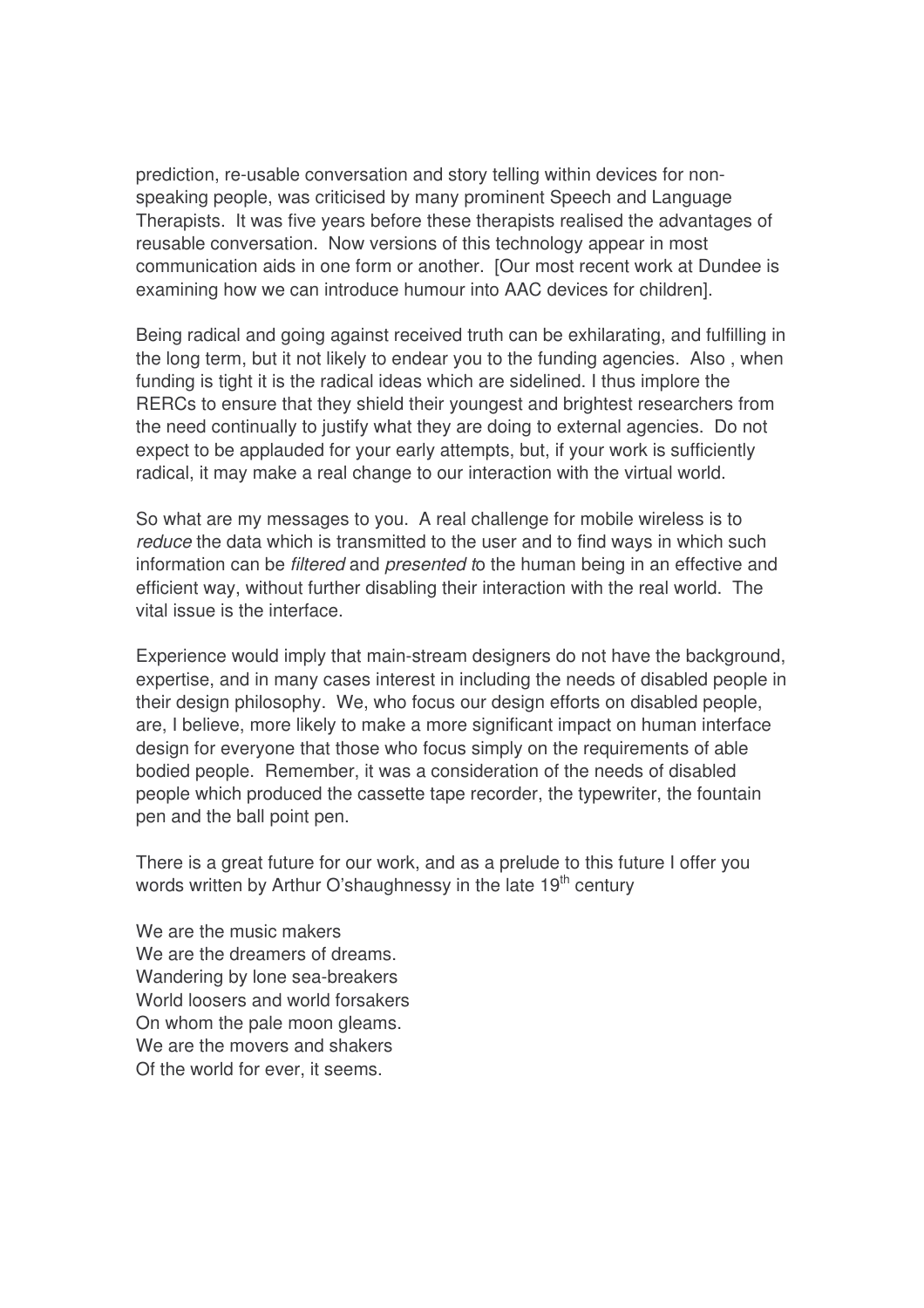prediction, re-usable conversation and story telling within devices for non-speaking people, was criticised by many prominent Speech and Language Therapists. It was five years before these therapists realised the advantages of reusable conversation. Now versions of this technology appear in most communication aids in one form or another. [Our most recent work at Dundee is examining how we can introduce humour into AAC devices for children].

Being radical and going against received truth can be exhilarating, and fulfilling in the long term, but it not likely to endear you to the funding agencies. Also , when funding is tight it is the radical ideas which are sidelined. I thus implore the RERCs to ensure that they shield their youngest and brightest researchers from the need continually to justify what they are doing to external agencies. Do not expect to be applauded for your early attempts, but, if your work is sufficiently radical, it may make a real change to our interaction with the virtual world.

So what are my messages to you. A real challenge for mobile wireless is to *reduce* the data which is transmitted to the user and to find ways in which such information can be *filtered* and *presented t*o the human being in an effective and efficient way, without further disabling their interaction with the real world. The vital issue is the interface.

Experience would imply that main-stream designers do not have the background, expertise, and in many cases interest in including the needs of disabled people in their design philosophy. We, who focus our design efforts on disabled people, are, I believe, more likely to make a more significant impact on human interface design for everyone that those who focus simply on the requirements of able bodied people. Remember, it was a consideration of the needs of disabled people which produced the cassette tape recorder, the typewriter, the fountain pen and the ball point pen.

There is a great future for our work, and as a prelude to this future I offer you words written by Arthur O'shaughnessy in the late 19th century

We are the music makers  
We are the dreamers of dreams.  
Wandering by lone sea-breakers  
World loosers and world forsakers  
On whom the pale moon gleams.  
We are the movers and shakers  
Of the world for ever, it seems.